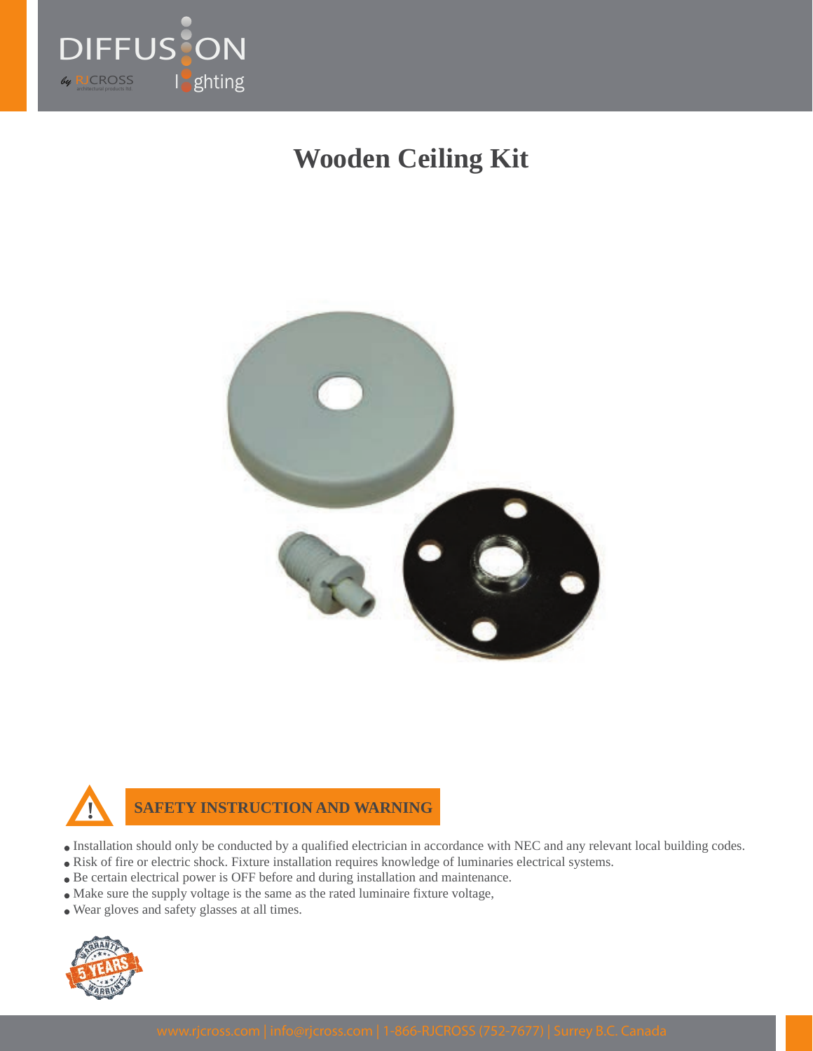# Wooden Ceiling Kit

## SAFETY INSTRUCTION AND WARNING

- Installation should only be conducted by a qualified electrician in accordance with NEC and any relevant local building codes.
- Risk of fire or electric shock. Fixture installation requires knowledge of luminaries electrical systems.
- Be certain electrical power is OFF before and during installation and maintenance.
- Make sure the supply voltage is the same as the rated luminaire fixture voltage,
- Wear gloves and safety glasses at all times.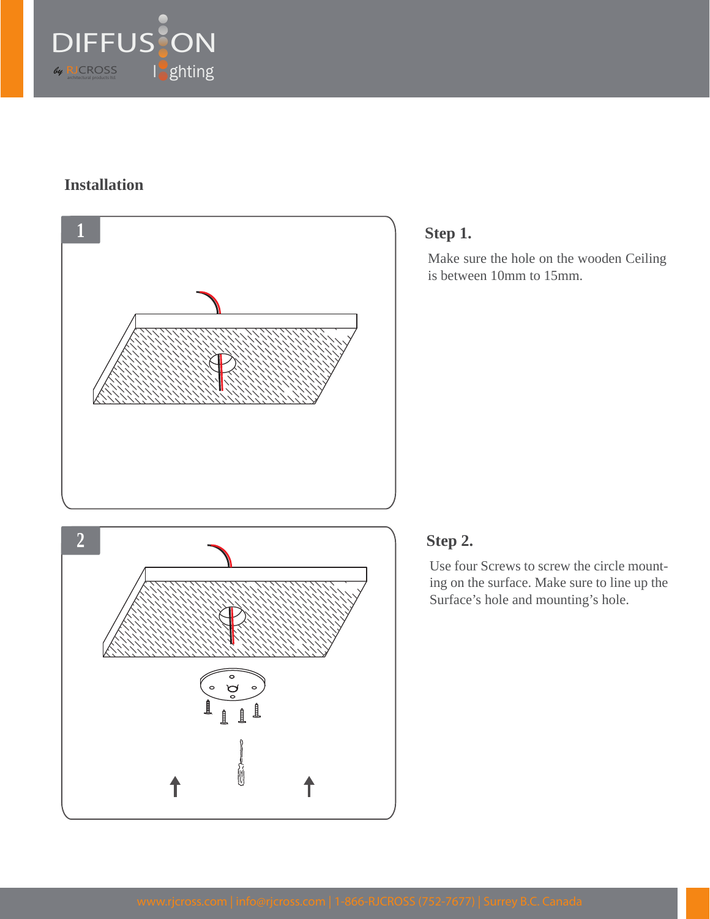## Installation

1

### Step 1.

Make sure the hole on the wooden Ceiling is between 10mm to 15mm.

2

### Step 2.

Use four Screws to screw the circle mounting on the surface. Make sure to line up the Surface's hole and mounting's hole.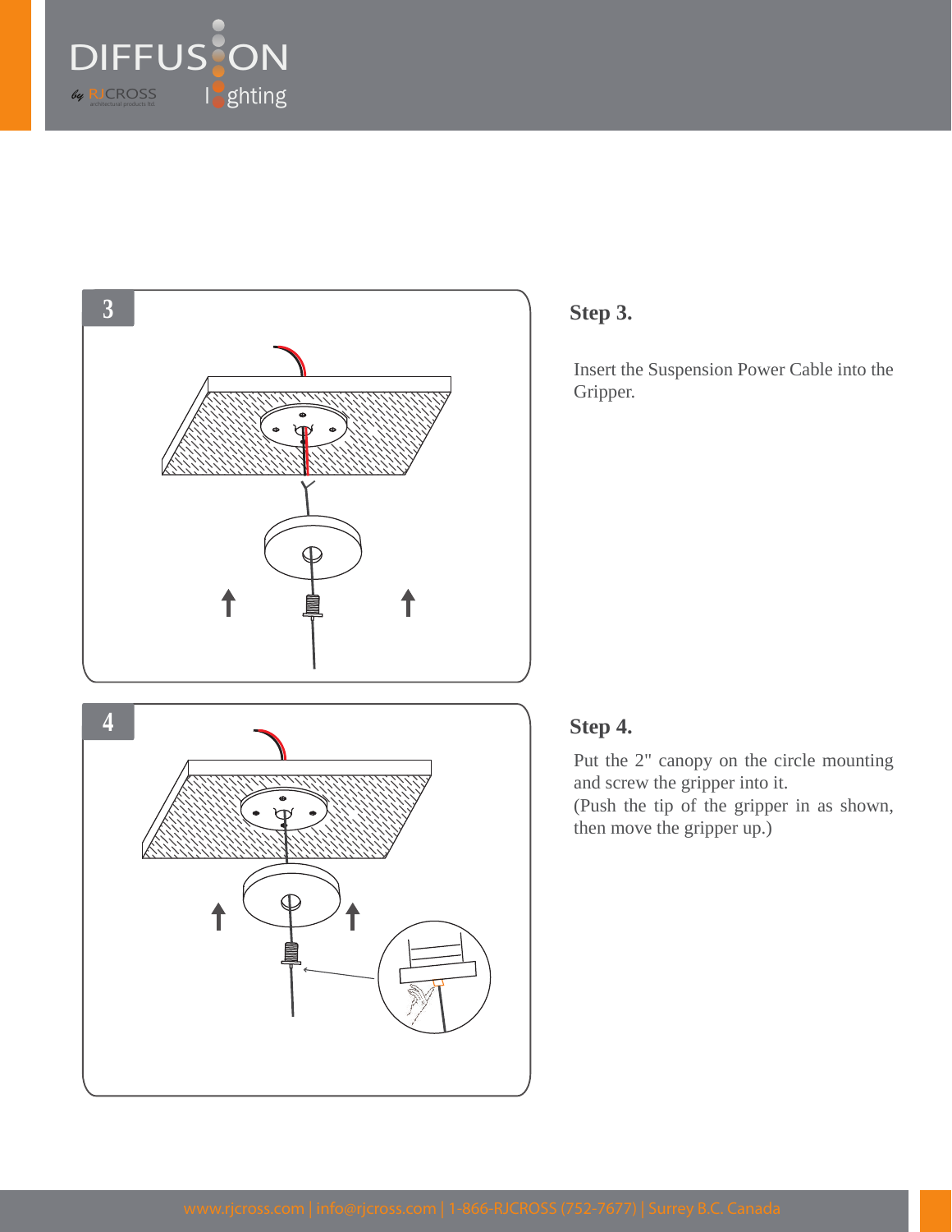## Step 3.

Insert the Suspension Power Cable into the Gripper.

## Step 4.

Put the 2" canopy on the circle mounting and screw the gripper into it.
(Push the tip of the gripper in as shown, then move the gripper up.)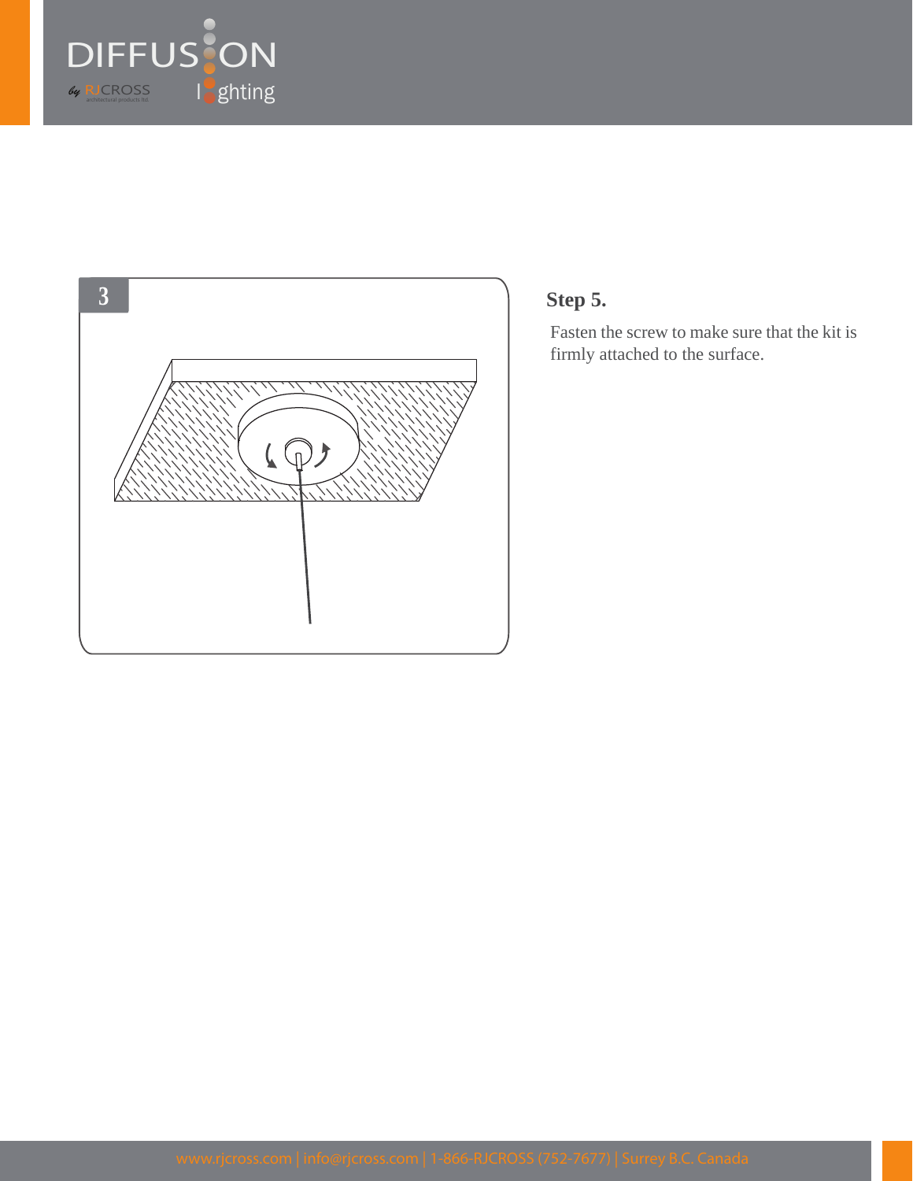3

## Step 5.

Fasten the screw to make sure that the kit is firmly attached to the surface.